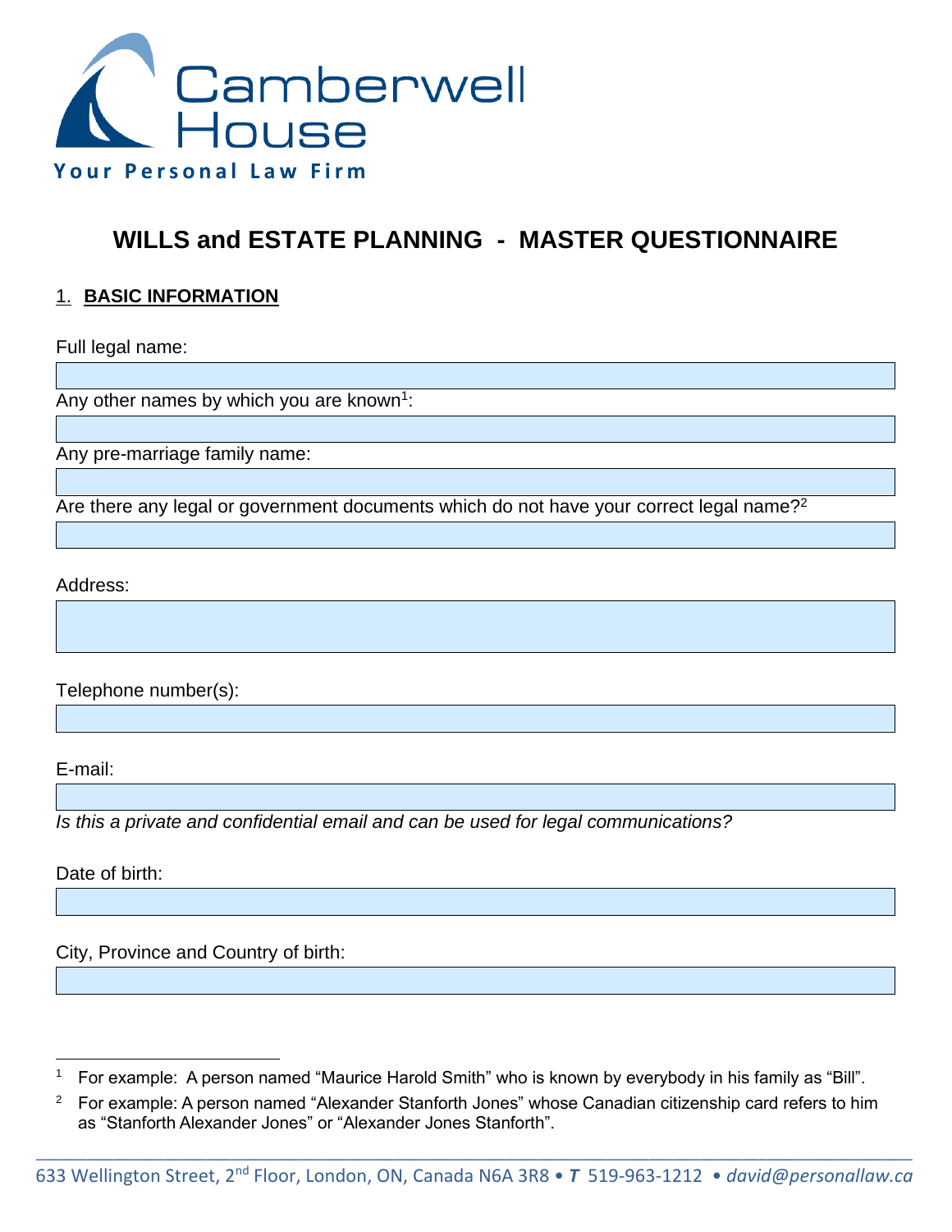Camberwell House

Your Personal Law Firm

# WILLS and ESTATE PLANNING - MASTER QUESTIONNAIRE

## 1. BASIC INFORMATION

Full legal name:

Any other names by which you are known[1]:

Any pre-marriage family name:

Are there any legal or government documents which do not have your correct legal name?[2]

Address:

Telephone number(s):

E-mail:

*Is this a private and confidential email and can be used for legal communications?*

Date of birth:

City, Province and Country of birth:

---

[1] For example: A person named "Maurice Harold Smith" who is known by everybody in his family as "Bill".

[2] For example: A person named "Alexander Stanforth Jones" whose Canadian citizenship card refers to him as "Stanforth Alexander Jones" or "Alexander Jones Stanforth".

633 Wellington Street, 2nd Floor, London, ON, Canada N6A 3R8 • *T* 519-963-1212 • *david@personallaw.ca*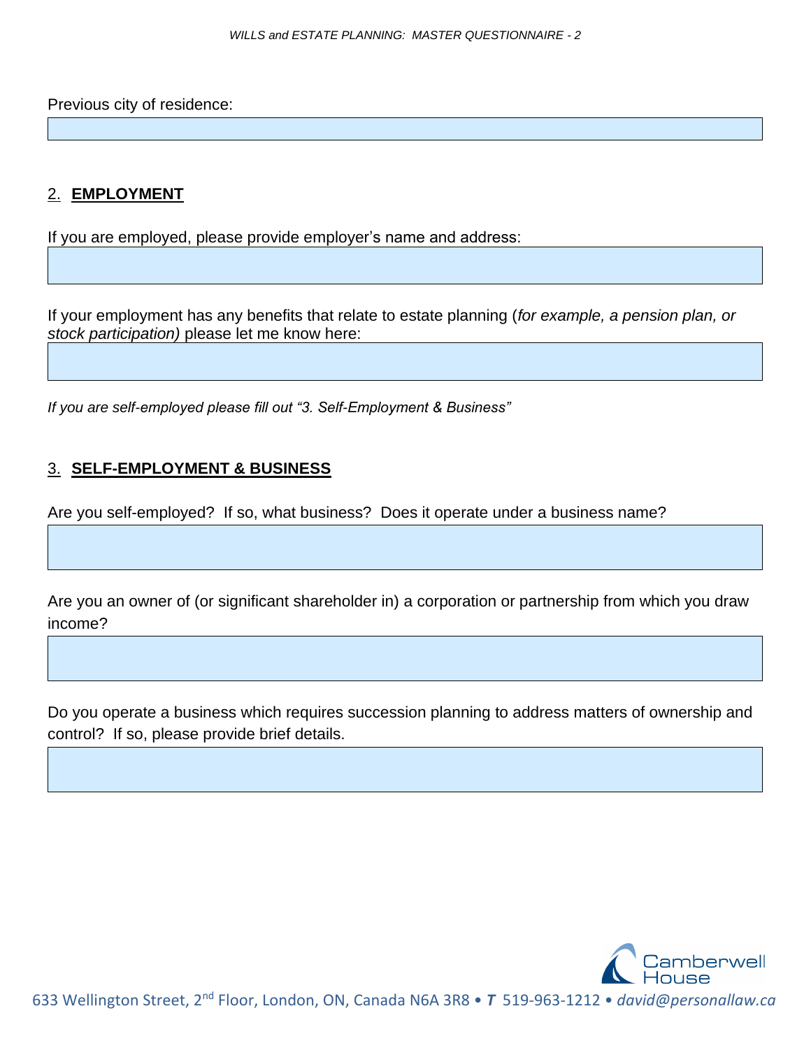Previous city of residence:

## 2. **EMPLOYMENT**

If you are employed, please provide employer's name and address:

If your employment has any benefits that relate to estate planning (*for example, a pension plan, or stock participation)* please let me know here:

*If you are self-employed please fill out "3. Self-Employment & Business"*

## 3. **SELF-EMPLOYMENT & BUSINESS**

Are you self-employed? If so, what business? Does it operate under a business name?

Are you an owner of (or significant shareholder in) a corporation or partnership from which you draw income?

Do you operate a business which requires succession planning to address matters of ownership and control? If so, please provide brief details.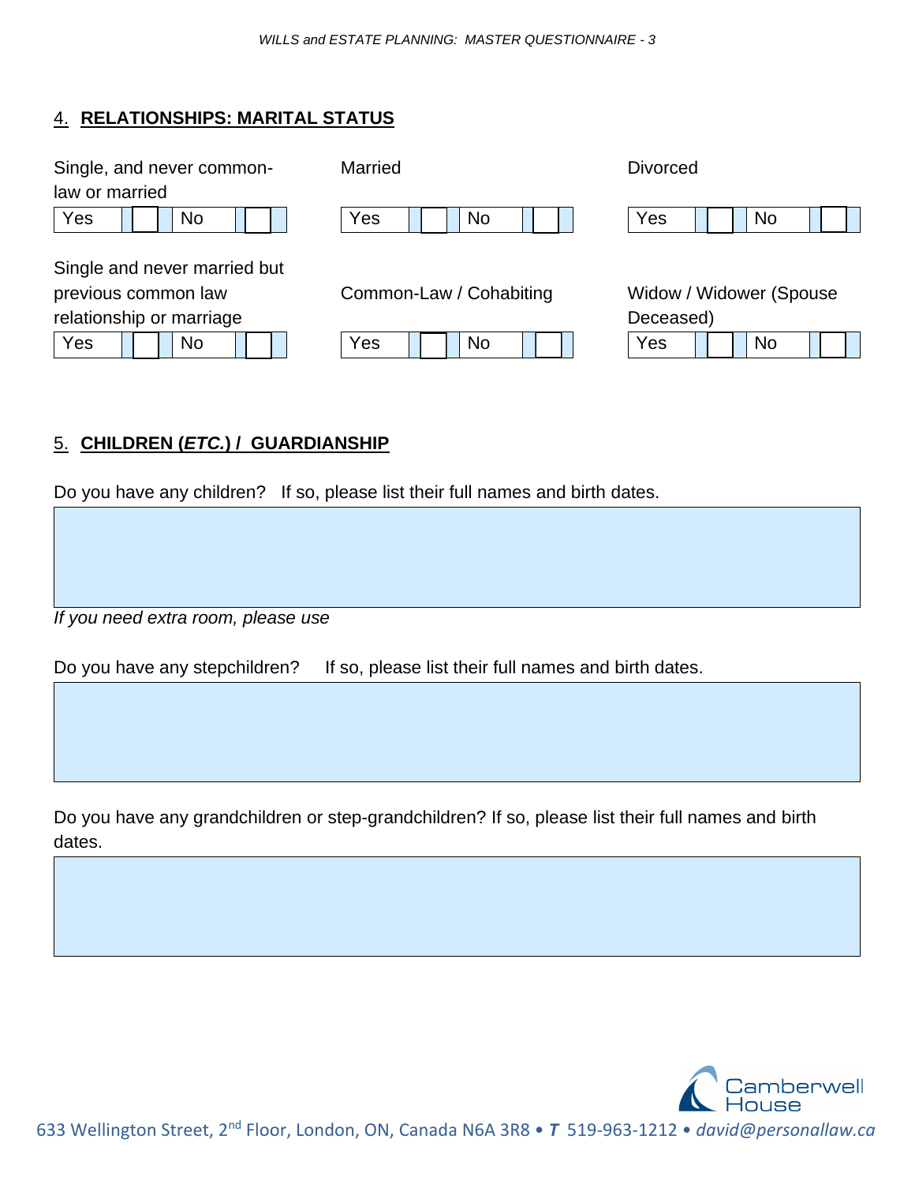## 4. RELATIONSHIPS: MARITAL STATUS

Single, and never common-law or married

| Yes | ☐ | No | ☐ |
|---|---|---|---|

Married

| Yes | ☐ | No | ☐ |
|---|---|---|---|

Divorced

| Yes | ☐ | No | ☐ |
|---|---|---|---|

Single and never married but previous common law relationship or marriage

| Yes | ☐ | No | ☐ |
|---|---|---|---|

Common-Law / Cohabiting

| Yes | ☐ | No | ☐ |
|---|---|---|---|

Widow / Widower (Spouse Deceased)

| Yes | ☐ | No | ☐ |
|---|---|---|---|

## 5. CHILDREN (*ETC.*) / GUARDIANSHIP

Do you have any children? If so, please list their full names and birth dates.

*If you need extra room, please use*

Do you have any stepchildren? If so, please list their full names and birth dates.

Do you have any grandchildren or step-grandchildren? If so, please list their full names and birth dates.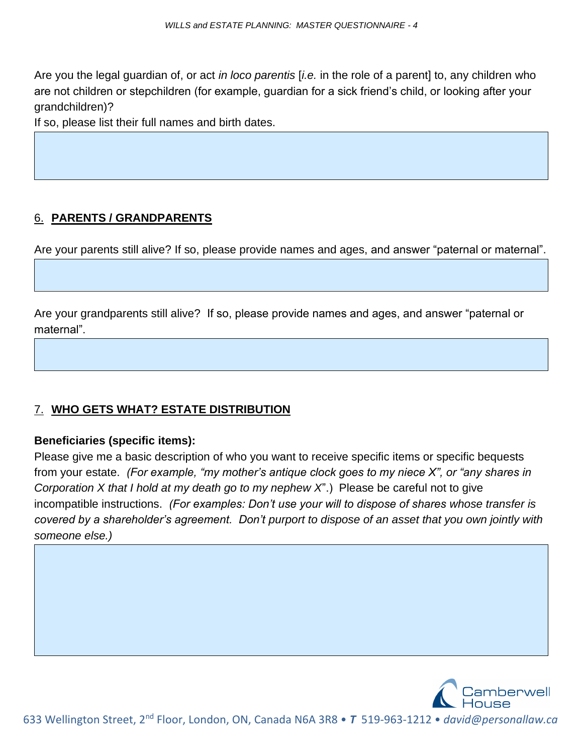Are you the legal guardian of, or act *in loco parentis* [*i.e.* in the role of a parent] to, any children who are not children or stepchildren (for example, guardian for a sick friend's child, or looking after your grandchildren)?

If so, please list their full names and birth dates.

## 6. PARENTS / GRANDPARENTS

Are your parents still alive? If so, please provide names and ages, and answer "paternal or maternal".

Are your grandparents still alive? If so, please provide names and ages, and answer "paternal or maternal".

## 7. WHO GETS WHAT? ESTATE DISTRIBUTION

**Beneficiaries (specific items):**

Please give me a basic description of who you want to receive specific items or specific bequests from your estate. *(For example, "my mother's antique clock goes to my niece X", or "any shares in Corporation X that I hold at my death go to my nephew X*".) Please be careful not to give incompatible instructions. *(For examples: Don't use your will to dispose of shares whose transfer is covered by a shareholder's agreement. Don't purport to dispose of an asset that you own jointly with someone else.)*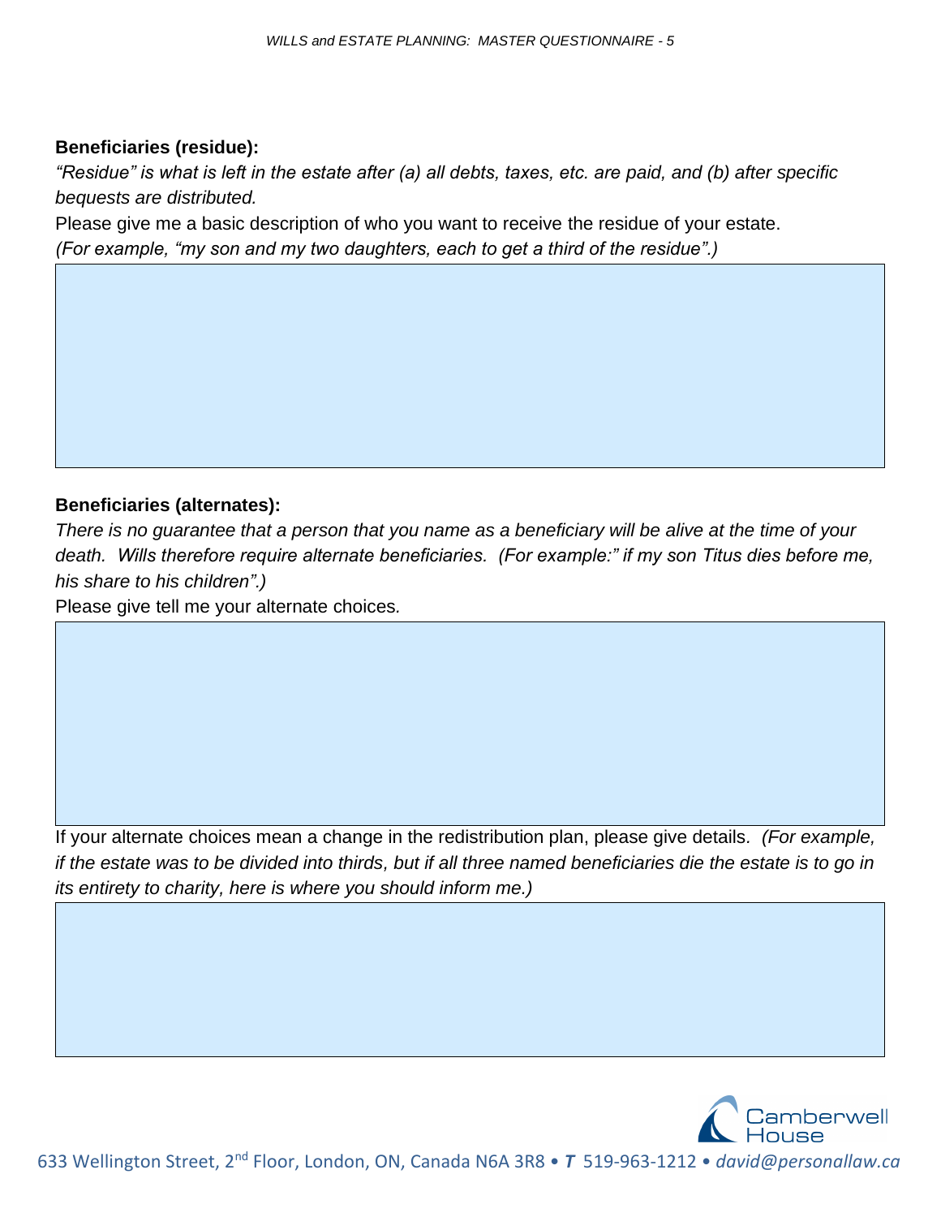**Beneficiaries (residue):**

*"Residue" is what is left in the estate after (a) all debts, taxes, etc. are paid, and (b) after specific bequests are distributed.*

Please give me a basic description of who you want to receive the residue of your estate.

*(For example, "my son and my two daughters, each to get a third of the residue".)*

**Beneficiaries (alternates):**

*There is no guarantee that a person that you name as a beneficiary will be alive at the time of your death. Wills therefore require alternate beneficiaries. (For example:" if my son Titus dies before me, his share to his children".)*

Please give tell me your alternate choices.

If your alternate choices mean a change in the redistribution plan, please give details. *(For example, if the estate was to be divided into thirds, but if all three named beneficiaries die the estate is to go in its entirety to charity, here is where you should inform me.)*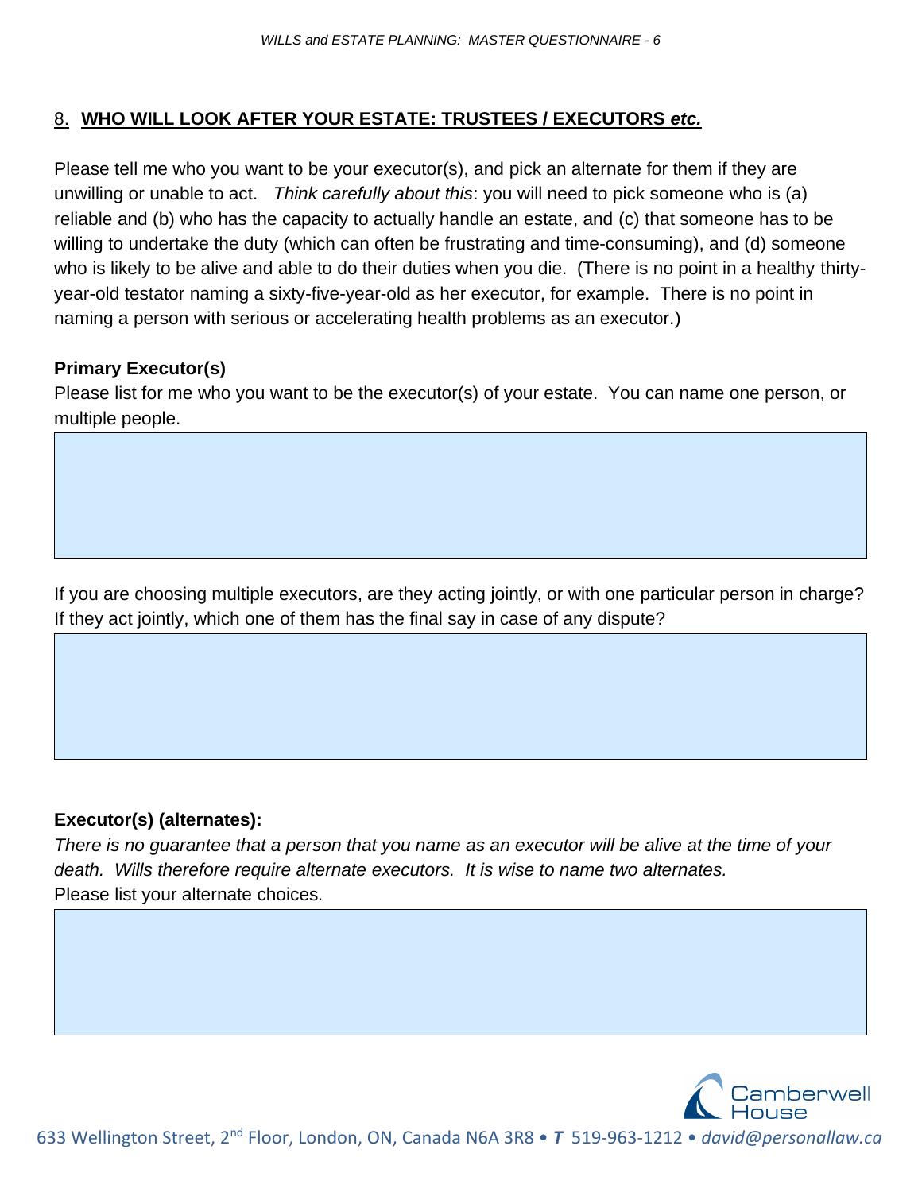## 8. WHO WILL LOOK AFTER YOUR ESTATE: TRUSTEES / EXECUTORS *etc.*

Please tell me who you want to be your executor(s), and pick an alternate for them if they are unwilling or unable to act. *Think carefully about this*: you will need to pick someone who is (a) reliable and (b) who has the capacity to actually handle an estate, and (c) that someone has to be willing to undertake the duty (which can often be frustrating and time-consuming), and (d) someone who is likely to be alive and able to do their duties when you die. (There is no point in a healthy thirty-year-old testator naming a sixty-five-year-old as her executor, for example. There is no point in naming a person with serious or accelerating health problems as an executor.)

**Primary Executor(s)**

Please list for me who you want to be the executor(s) of your estate. You can name one person, or multiple people.

If you are choosing multiple executors, are they acting jointly, or with one particular person in charge? If they act jointly, which one of them has the final say in case of any dispute?

**Executor(s) (alternates):**

*There is no guarantee that a person that you name as an executor will be alive at the time of your death. Wills therefore require alternate executors. It is wise to name two alternates.*

Please list your alternate choices.

633 Wellington Street, 2nd Floor, London, ON, Canada N6A 3R8 • *T* 519-963-1212 • *david@personallaw.ca*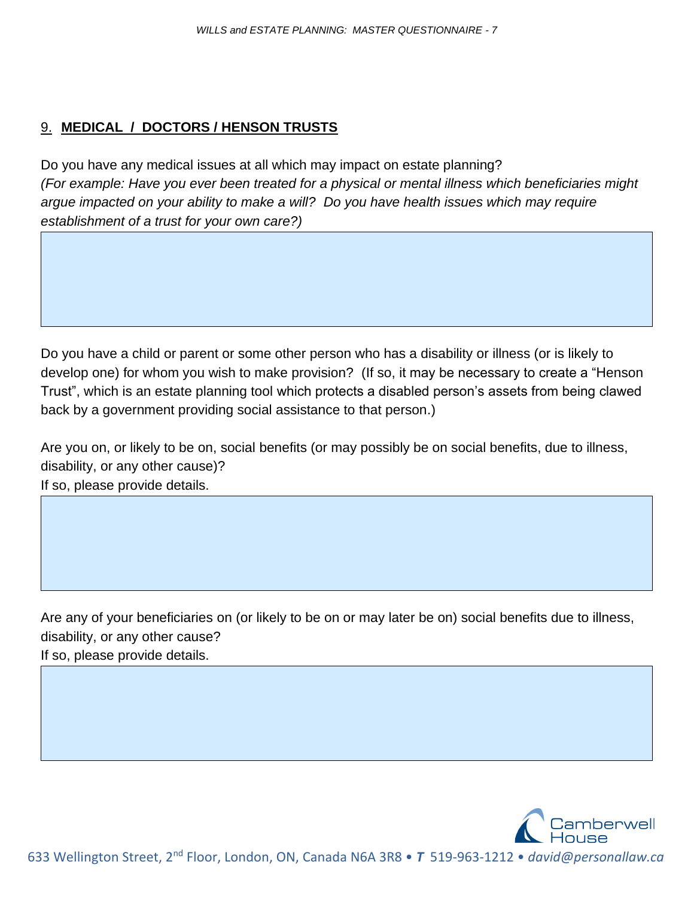## 9. **MEDICAL / DOCTORS / HENSON TRUSTS**

Do you have any medical issues at all which may impact on estate planning?
*(For example: Have you ever been treated for a physical or mental illness which beneficiaries might argue impacted on your ability to make a will? Do you have health issues which may require establishment of a trust for your own care?)*

Do you have a child or parent or some other person who has a disability or illness (or is likely to develop one) for whom you wish to make provision? (If so, it may be necessary to create a "Henson Trust", which is an estate planning tool which protects a disabled person's assets from being clawed back by a government providing social assistance to that person.)

Are you on, or likely to be on, social benefits (or may possibly be on social benefits, due to illness, disability, or any other cause)?
If so, please provide details.

Are any of your beneficiaries on (or likely to be on or may later be on) social benefits due to illness, disability, or any other cause?
If so, please provide details.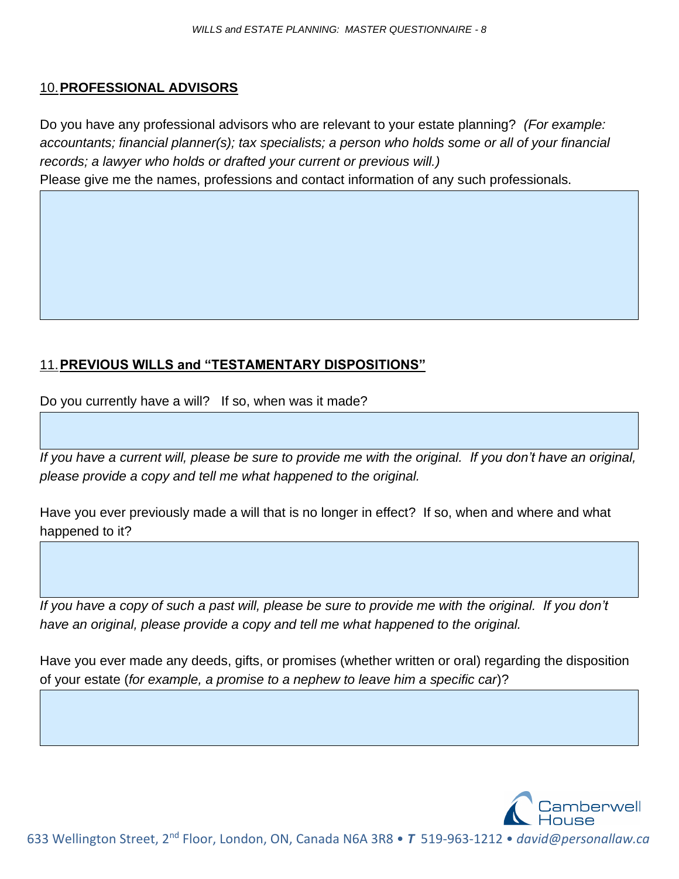## 10. PROFESSIONAL ADVISORS

Do you have any professional advisors who are relevant to your estate planning? *(For example: accountants; financial planner(s); tax specialists; a person who holds some or all of your financial records; a lawyer who holds or drafted your current or previous will.)*
Please give me the names, professions and contact information of any such professionals.

## 11. PREVIOUS WILLS and "TESTAMENTARY DISPOSITIONS"

Do you currently have a will? If so, when was it made?

*If you have a current will, please be sure to provide me with the original. If you don't have an original, please provide a copy and tell me what happened to the original.*

Have you ever previously made a will that is no longer in effect? If so, when and where and what happened to it?

*If you have a copy of such a past will, please be sure to provide me with the original. If you don't have an original, please provide a copy and tell me what happened to the original.*

Have you ever made any deeds, gifts, or promises (whether written or oral) regarding the disposition of your estate (*for example, a promise to a nephew to leave him a specific car*)?

Camberwell House

633 Wellington Street, 2nd Floor, London, ON, Canada N6A 3R8 • ***T*** 519-963-1212 • *david@personallaw.ca*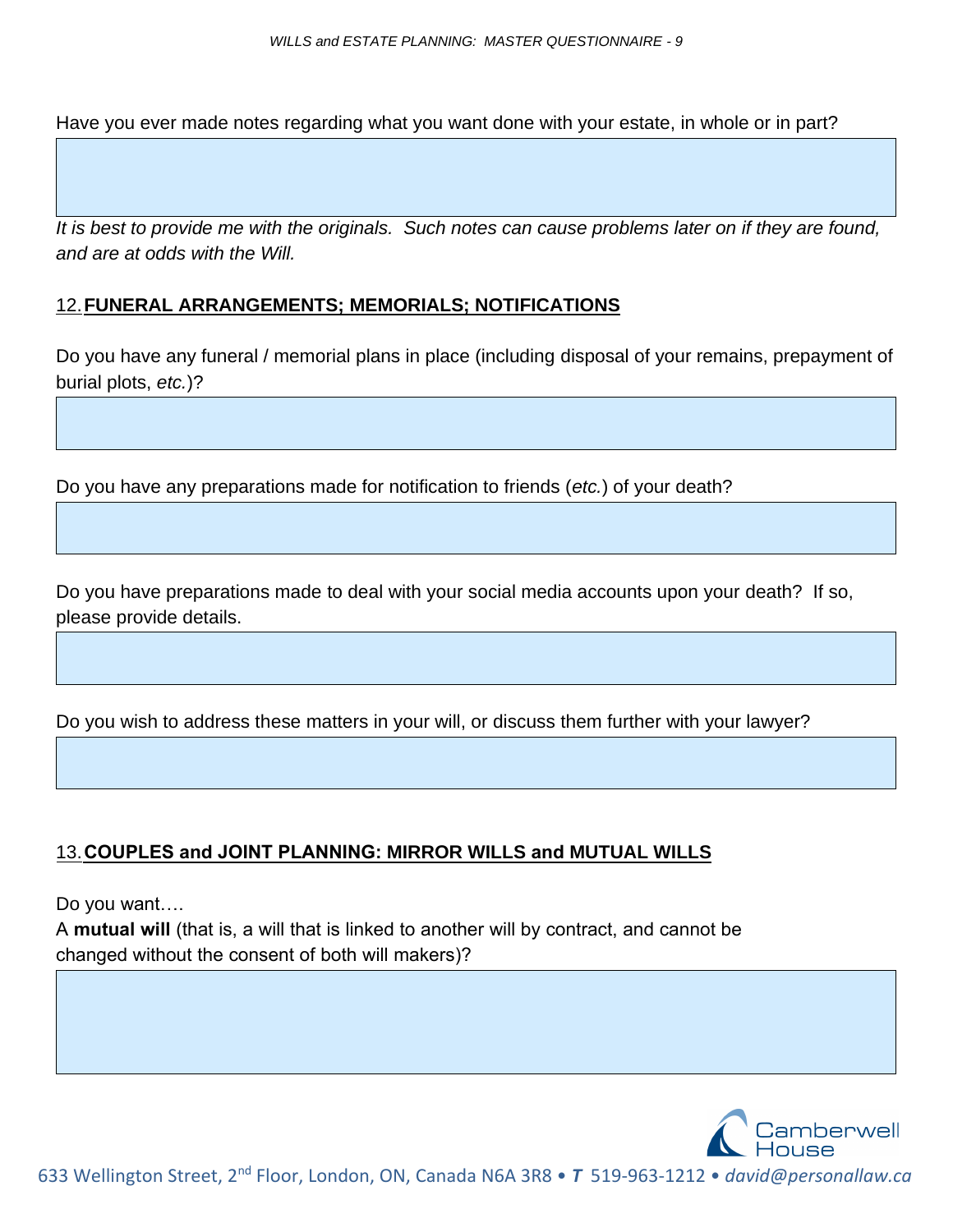Have you ever made notes regarding what you want done with your estate, in whole or in part?

*It is best to provide me with the originals. Such notes can cause problems later on if they are found, and are at odds with the Will.*

## 12. FUNERAL ARRANGEMENTS; MEMORIALS; NOTIFICATIONS

Do you have any funeral / memorial plans in place (including disposal of your remains, prepayment of burial plots, *etc.*)?

Do you have any preparations made for notification to friends (*etc.*) of your death?

Do you have preparations made to deal with your social media accounts upon your death? If so, please provide details.

Do you wish to address these matters in your will, or discuss them further with your lawyer?

## 13. COUPLES and JOINT PLANNING: MIRROR WILLS and MUTUAL WILLS

Do you want….

A **mutual will** (that is, a will that is linked to another will by contract, and cannot be changed without the consent of both will makers)?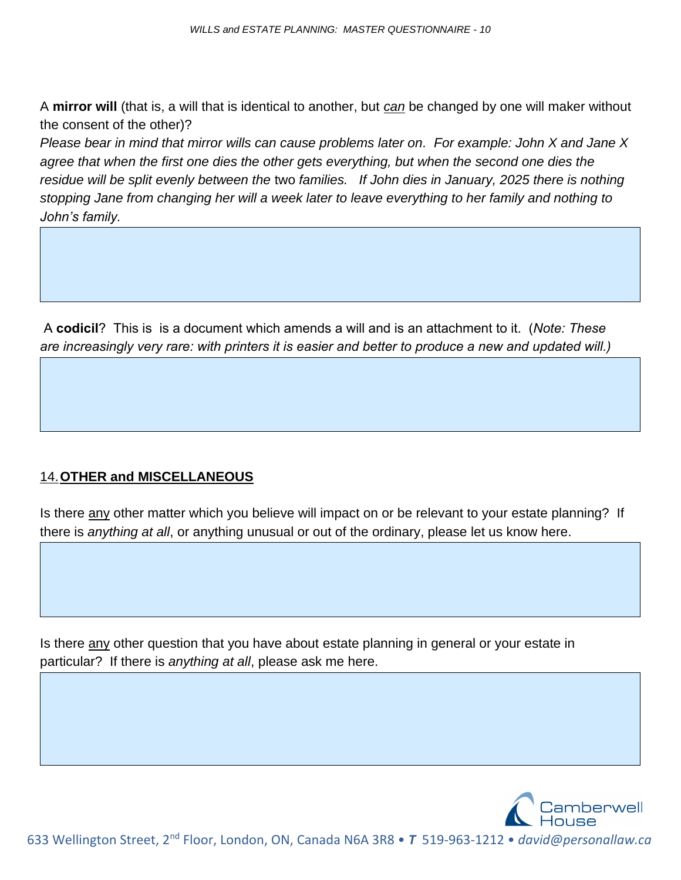A **mirror will** (that is, a will that is identical to another, but *can* be changed by one will maker without the consent of the other)?

*Please bear in mind that mirror wills can cause problems later on. For example: John X and Jane X agree that when the first one dies the other gets everything, but when the second one dies the residue will be split evenly between the* two *families. If John dies in January, 2025 there is nothing stopping Jane from changing her will a week later to leave everything to her family and nothing to John's family.*

A **codicil**? This is is a document which amends a will and is an attachment to it. (*Note: These are increasingly very rare: with printers it is easier and better to produce a new and updated will.)*

## 14. OTHER and MISCELLANEOUS

Is there any other matter which you believe will impact on or be relevant to your estate planning? If there is *anything at all*, or anything unusual or out of the ordinary, please let us know here.

Is there any other question that you have about estate planning in general or your estate in particular? If there is *anything at all*, please ask me here.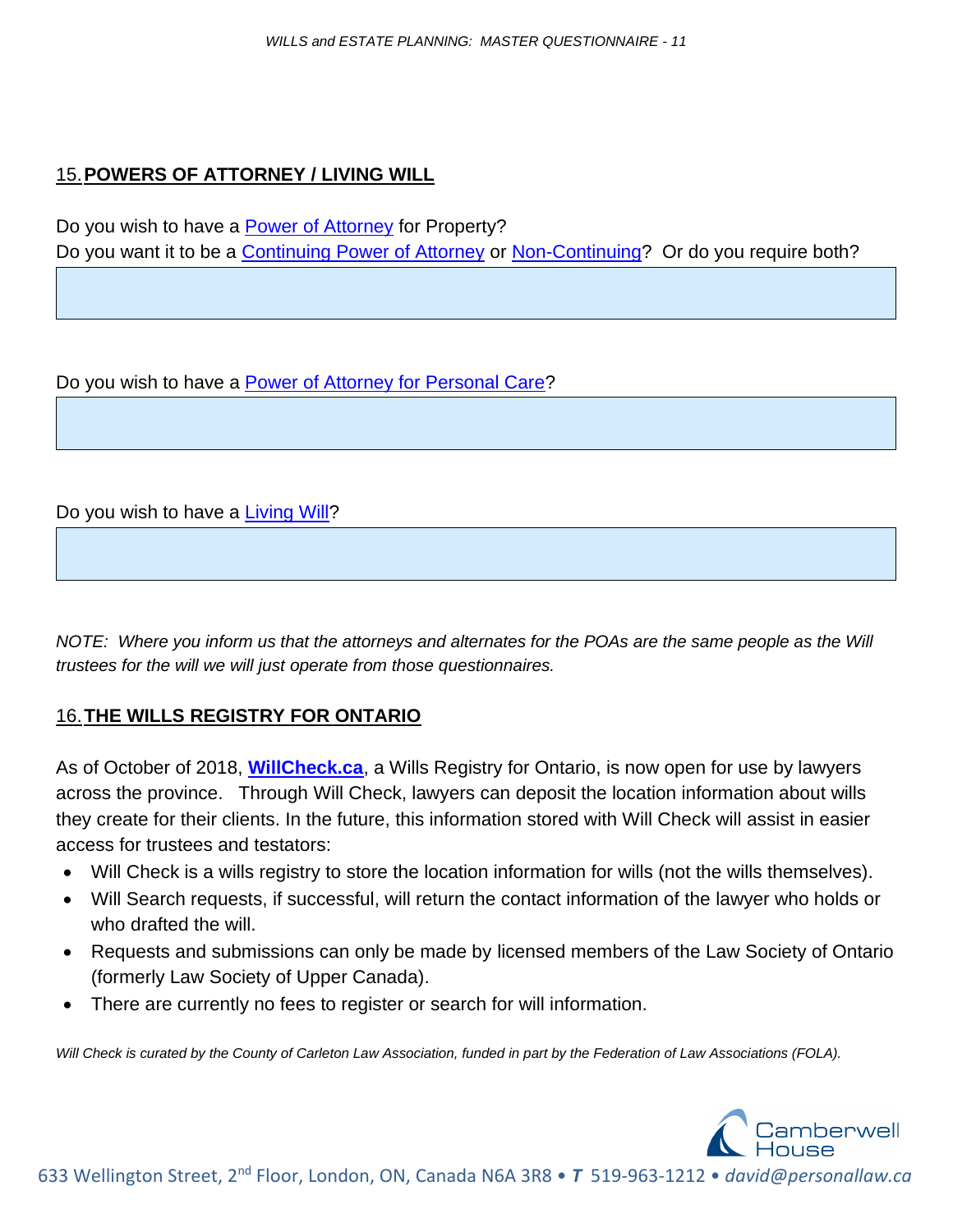## 15. **POWERS OF ATTORNEY / LIVING WILL**

Do you wish to have a Power of Attorney for Property?
Do you want it to be a Continuing Power of Attorney or Non-Continuing? Or do you require both?

Do you wish to have a Power of Attorney for Personal Care?

Do you wish to have a Living Will?

*NOTE: Where you inform us that the attorneys and alternates for the POAs are the same people as the Will trustees for the will we will just operate from those questionnaires.*

## 16. **THE WILLS REGISTRY FOR ONTARIO**

As of October of 2018, **WillCheck.ca**, a Wills Registry for Ontario, is now open for use by lawyers across the province. Through Will Check, lawyers can deposit the location information about wills they create for their clients. In the future, this information stored with Will Check will assist in easier access for trustees and testators:

- Will Check is a wills registry to store the location information for wills (not the wills themselves).
- Will Search requests, if successful, will return the contact information of the lawyer who holds or who drafted the will.
- Requests and submissions can only be made by licensed members of the Law Society of Ontario (formerly Law Society of Upper Canada).
- There are currently no fees to register or search for will information.

*Will Check is curated by the County of Carleton Law Association, funded in part by the Federation of Law Associations (FOLA).*

Camberwell House

633 Wellington Street, 2nd Floor, London, ON, Canada N6A 3R8 • *T* 519-963-1212 • *david@personallaw.ca*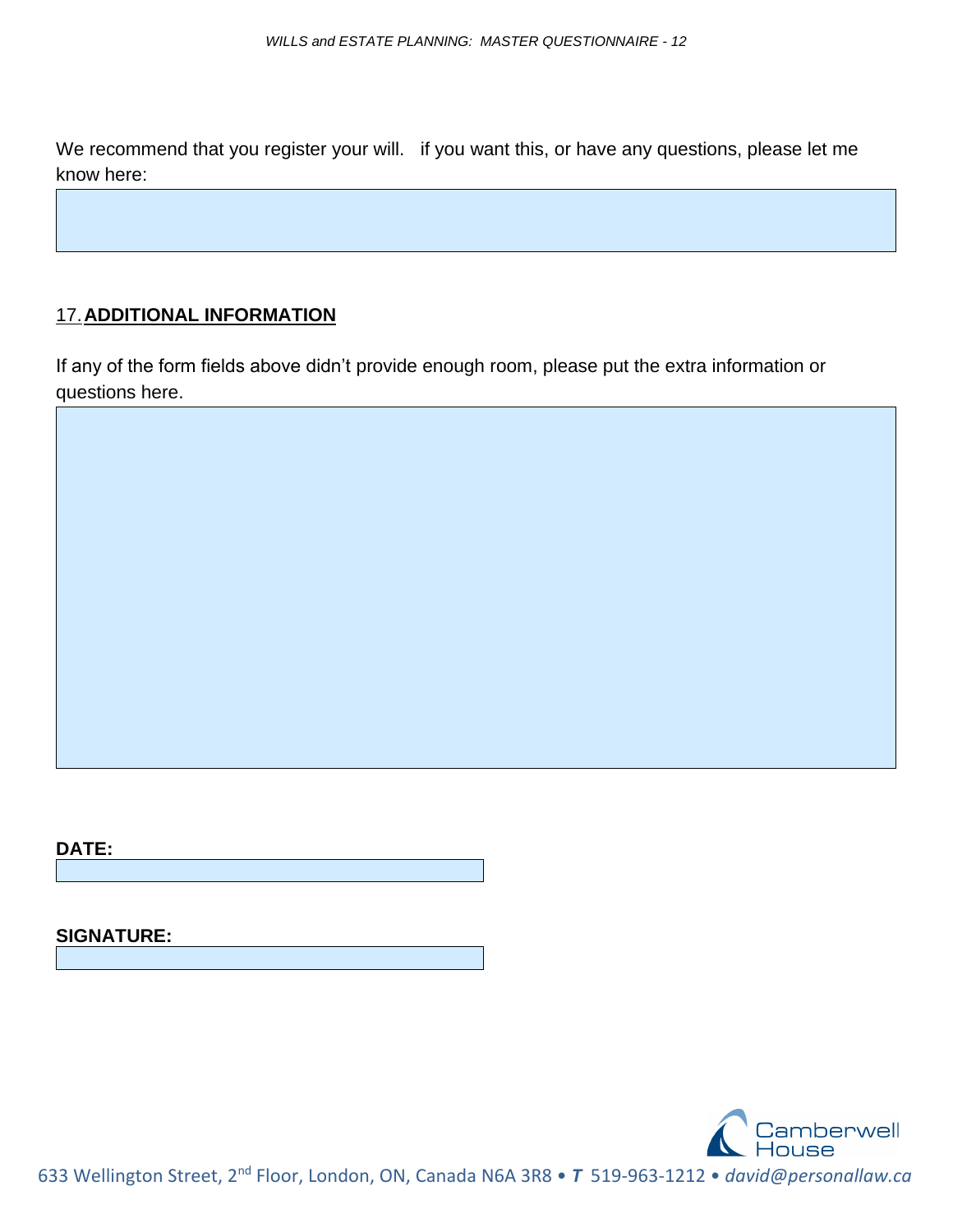We recommend that you register your will.   if you want this, or have any questions, please let me know here:

## 17. ADDITIONAL INFORMATION

If any of the form fields above didn't provide enough room, please put the extra information or questions here.

**DATE:**

**SIGNATURE:**

633 Wellington Street, 2nd Floor, London, ON, Canada N6A 3R8 • *T* 519-963-1212 • *david@personallaw.ca*